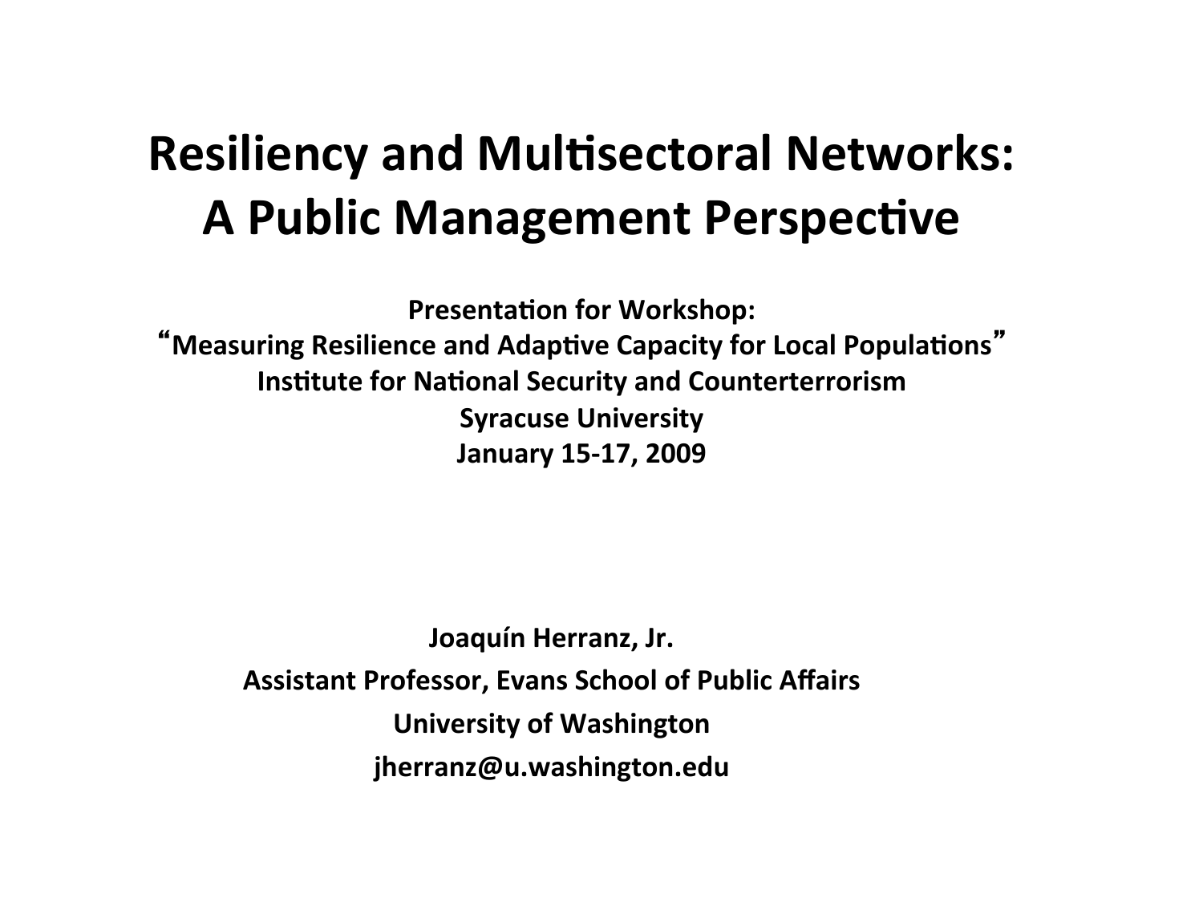# Resiliency and Multisectoral Networks: A Public Management Perspective

**Presentation for Workshop:**
**"Measuring Resilience and Adaptive Capacity for Local Populations"**
**Institute for National Security and Counterterrorism**
**Syracuse University**
**January 15-17, 2009**

**Joaquín Herranz, Jr.**
**Assistant Professor, Evans School of Public Affairs**
**University of Washington**
**jherranz@u.washington.edu**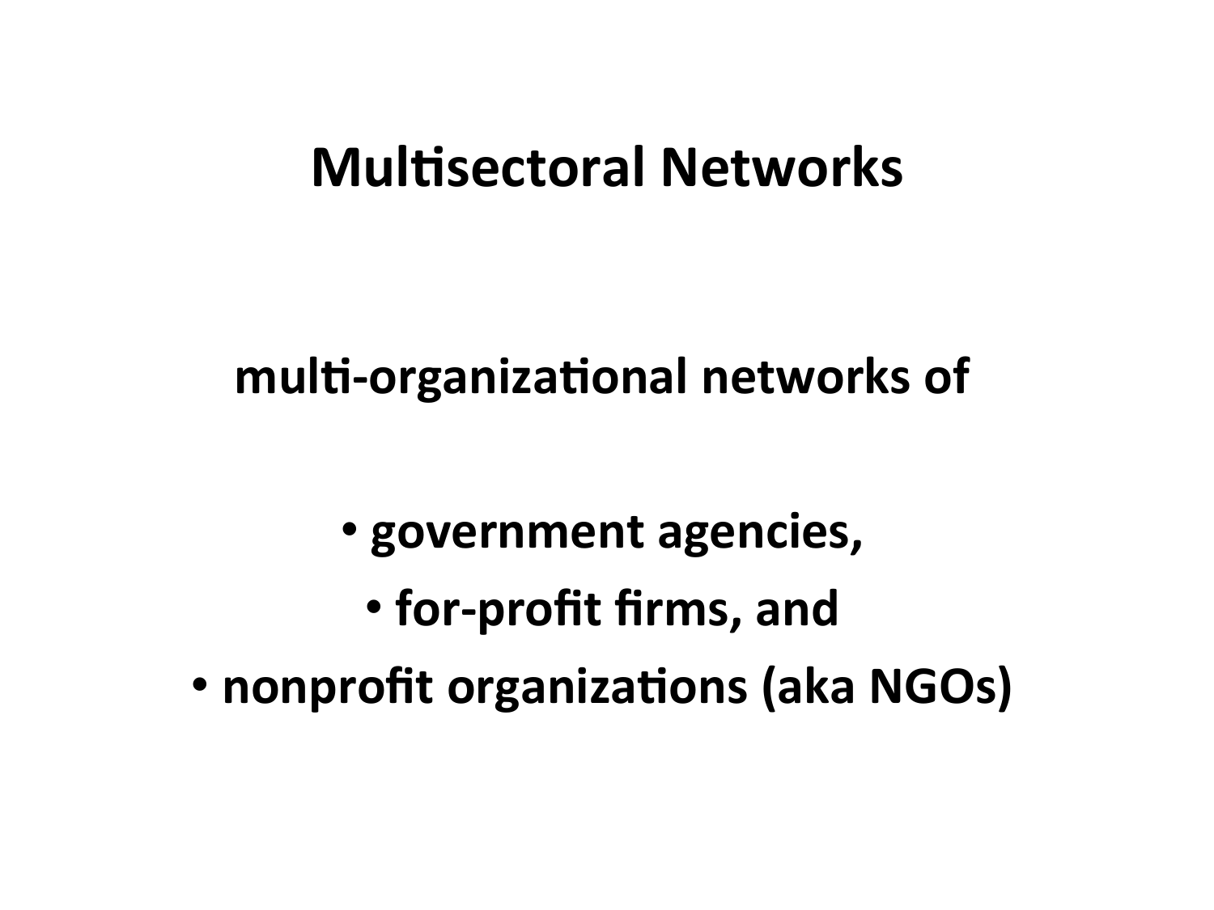# Multisectoral Networks

**multi-organizational networks of**

- **government agencies,**
- **for-profit firms, and**
- **nonprofit organizations (aka NGOs)**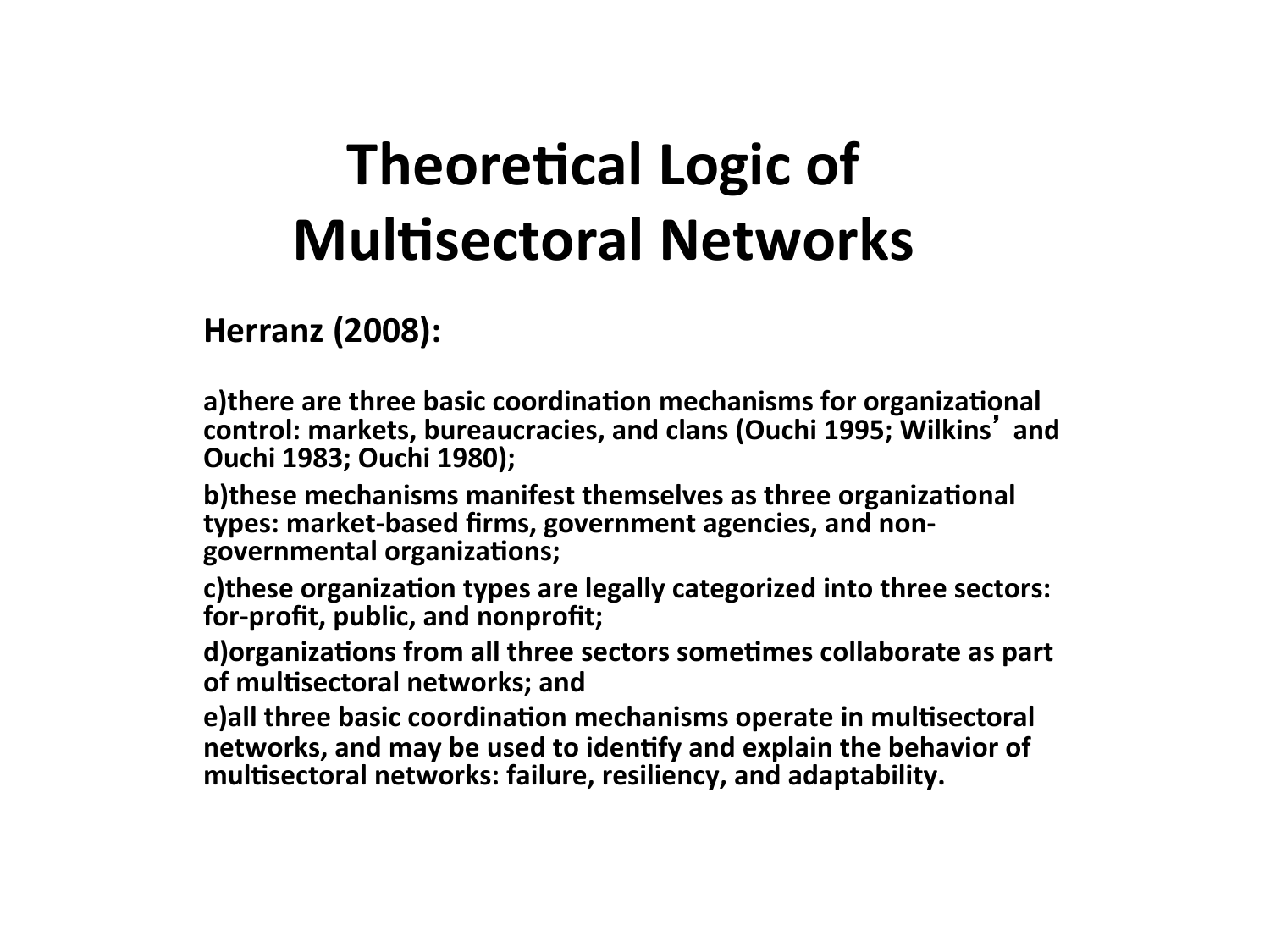# Theoretical Logic of Multisectoral Networks

**Herranz (2008):**

**a)there are three basic coordination mechanisms for organizational control: markets, bureaucracies, and clans (Ouchi 1995; Wilkins' and Ouchi 1983; Ouchi 1980);**

**b)these mechanisms manifest themselves as three organizational types: market-based firms, government agencies, and non-governmental organizations;**

**c)these organization types are legally categorized into three sectors: for-profit, public, and nonprofit;**

**d)organizations from all three sectors sometimes collaborate as part of multisectoral networks; and**

**e)all three basic coordination mechanisms operate in multisectoral networks, and may be used to identify and explain the behavior of multisectoral networks: failure, resiliency, and adaptability.**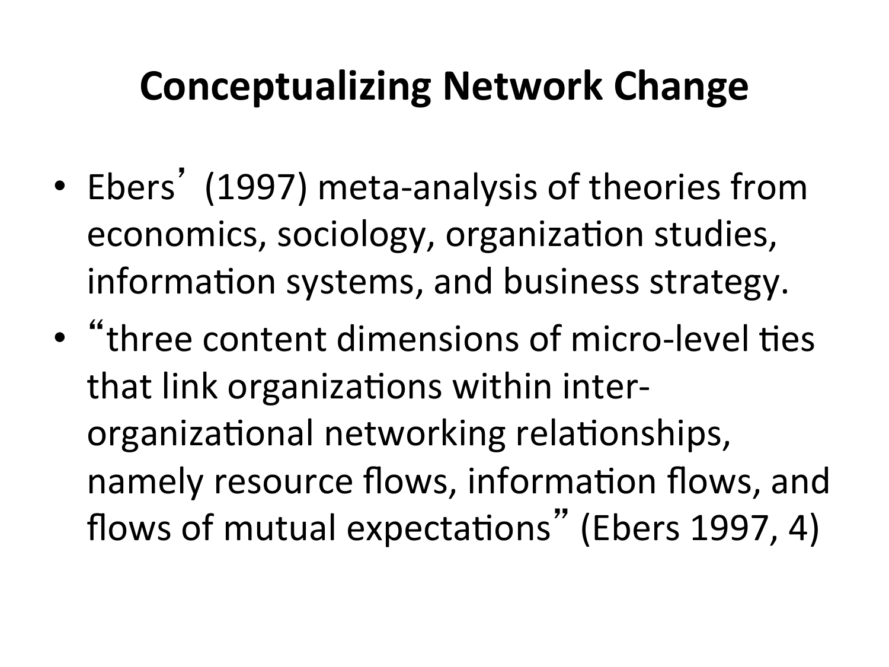# Conceptualizing Network Change

- Ebers' (1997) meta-analysis of theories from economics, sociology, organization studies, information systems, and business strategy.
- "three content dimensions of micro-level ties that link organizations within inter-organizational networking relationships, namely resource flows, information flows, and flows of mutual expectations" (Ebers 1997, 4)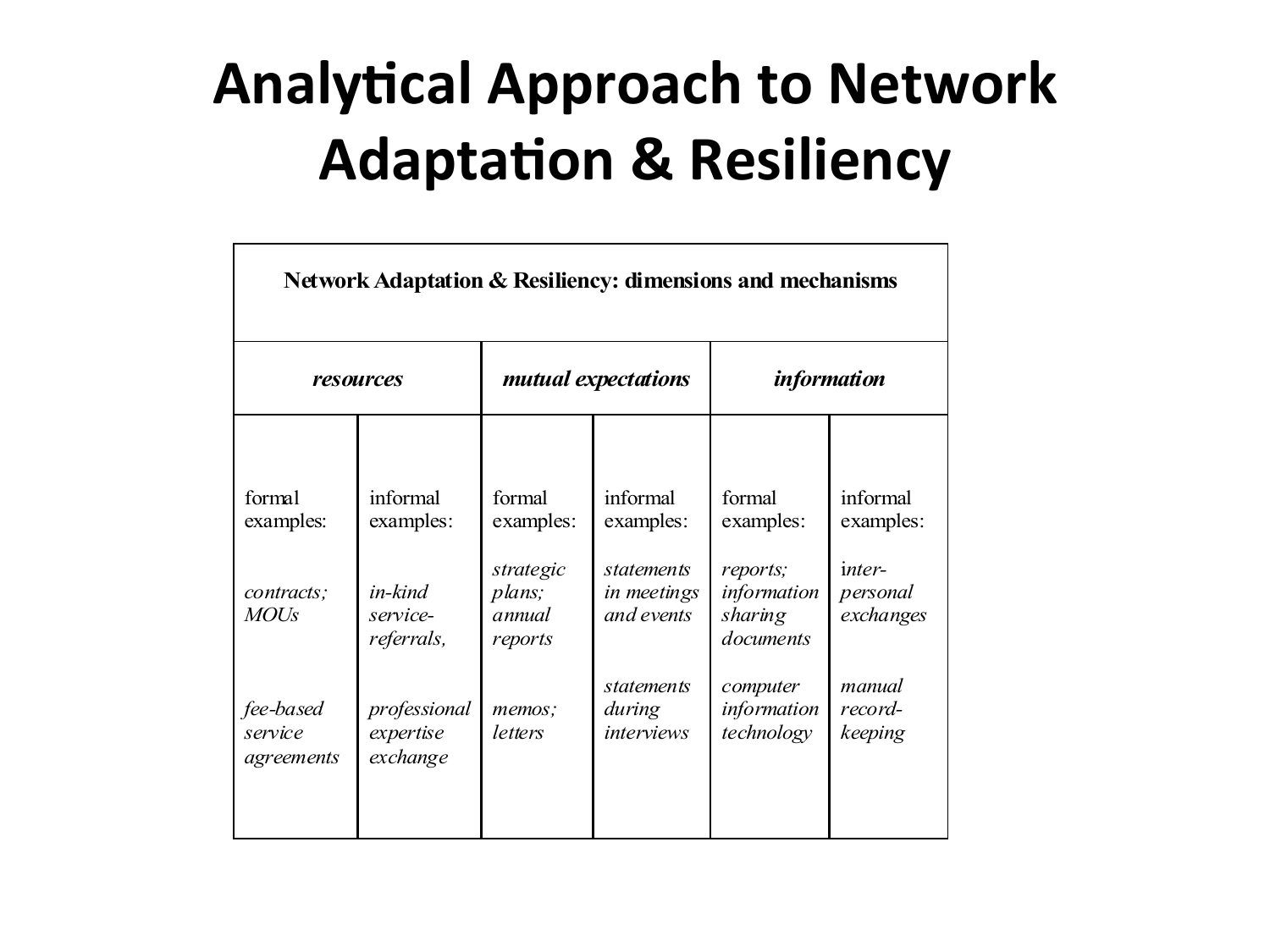# Analytical Approach to Network Adaptation & Resiliency

| **Network Adaptation & Resiliency: dimensions and mechanisms** | | | | | |
|---|---|---|---|---|---|
| ***resources*** | | ***mutual expectations*** | | ***information*** | |
| formal examples: | informal examples: | formal examples: | informal examples: | formal examples: | informal examples: |
| *contracts; MOUs* | *in-kind service-referrals,* | *strategic plans; annual reports* | *statements in meetings and events* | *reports; information sharing documents* | *inter-personal exchanges* |
| *fee-based service agreements* | *professional expertise exchange* | *memos; letters* | *statements during interviews* | *computer information technology* | *manual record-keeping* |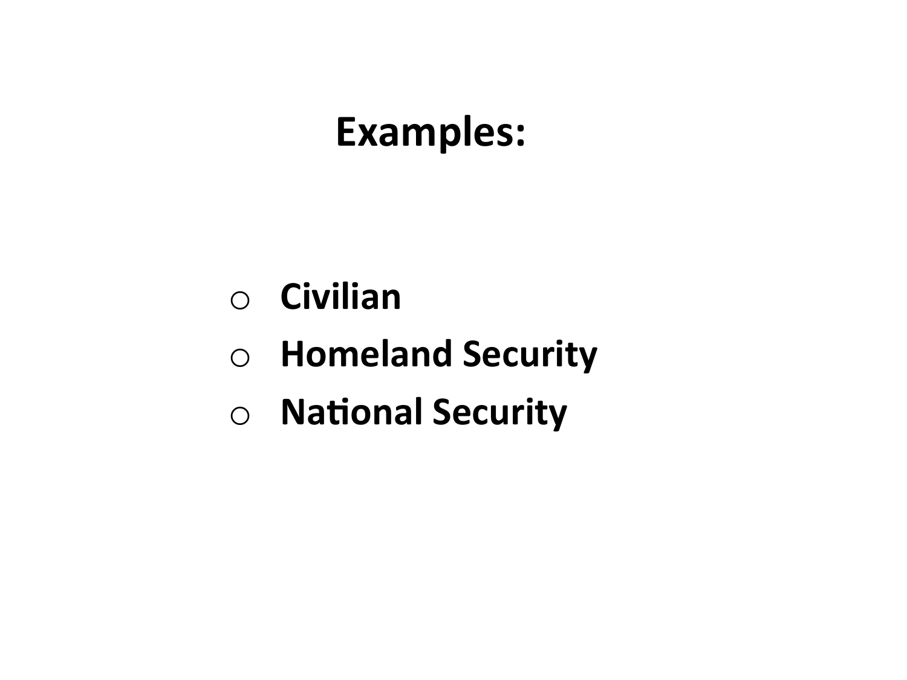# Examples:

- **Civilian**
- **Homeland Security**
- **National Security**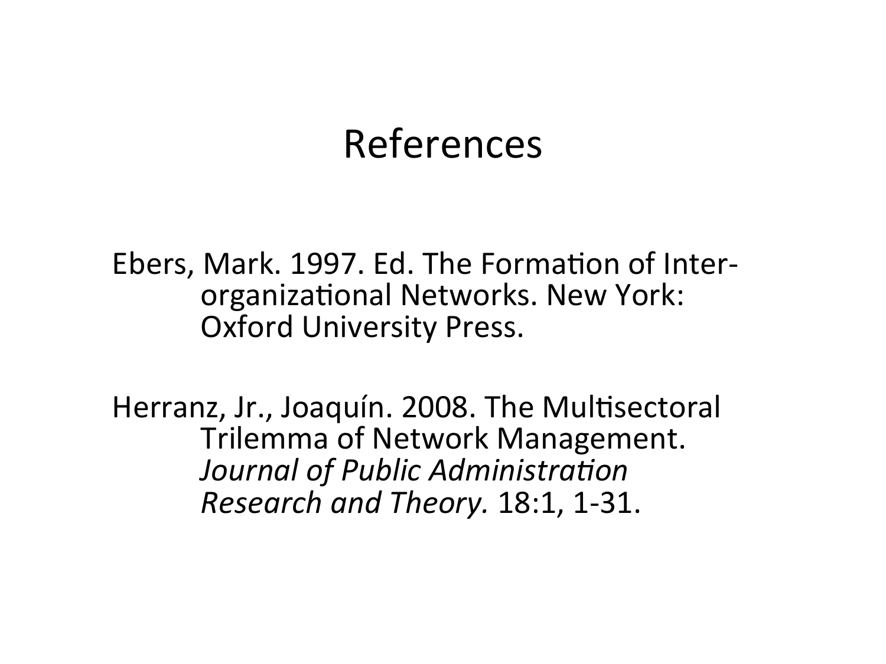# References

Ebers, Mark. 1997. Ed. The Formation of Inter-organizational Networks. New York: Oxford University Press.

Herranz, Jr., Joaquín. 2008. The Multisectoral Trilemma of Network Management. *Journal of Public Administration Research and Theory.* 18:1, 1-31.